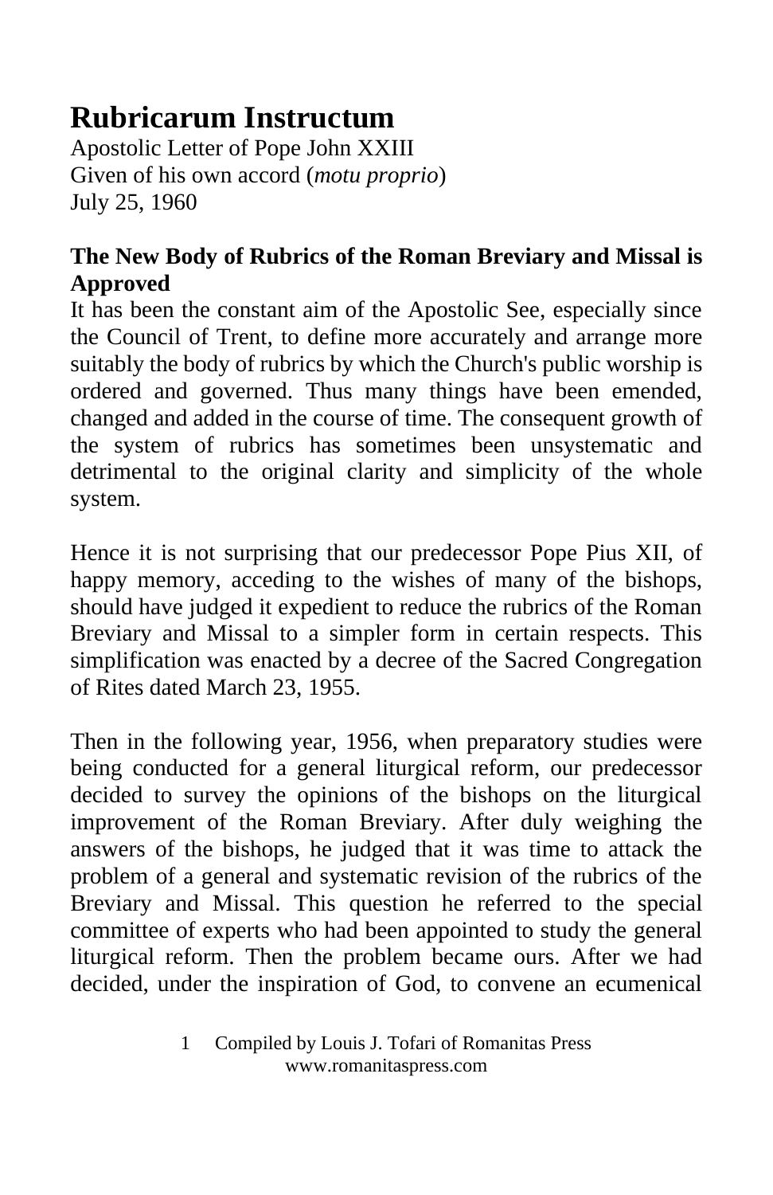# Rubricarum Instructum

Apostolic Letter of Pope John XXIII
Given of his own accord (*motu proprio*)
July 25, 1960

**The New Body of Rubrics of the Roman Breviary and Missal is Approved**

It has been the constant aim of the Apostolic See, especially since the Council of Trent, to define more accurately and arrange more suitably the body of rubrics by which the Church's public worship is ordered and governed. Thus many things have been emended, changed and added in the course of time. The consequent growth of the system of rubrics has sometimes been unsystematic and detrimental to the original clarity and simplicity of the whole system.

Hence it is not surprising that our predecessor Pope Pius XII, of happy memory, acceding to the wishes of many of the bishops, should have judged it expedient to reduce the rubrics of the Roman Breviary and Missal to a simpler form in certain respects. This simplification was enacted by a decree of the Sacred Congregation of Rites dated March 23, 1955.

Then in the following year, 1956, when preparatory studies were being conducted for a general liturgical reform, our predecessor decided to survey the opinions of the bishops on the liturgical improvement of the Roman Breviary. After duly weighing the answers of the bishops, he judged that it was time to attack the problem of a general and systematic revision of the rubrics of the Breviary and Missal. This question he referred to the special committee of experts who had been appointed to study the general liturgical reform. Then the problem became ours. After we had decided, under the inspiration of God, to convene an ecumenical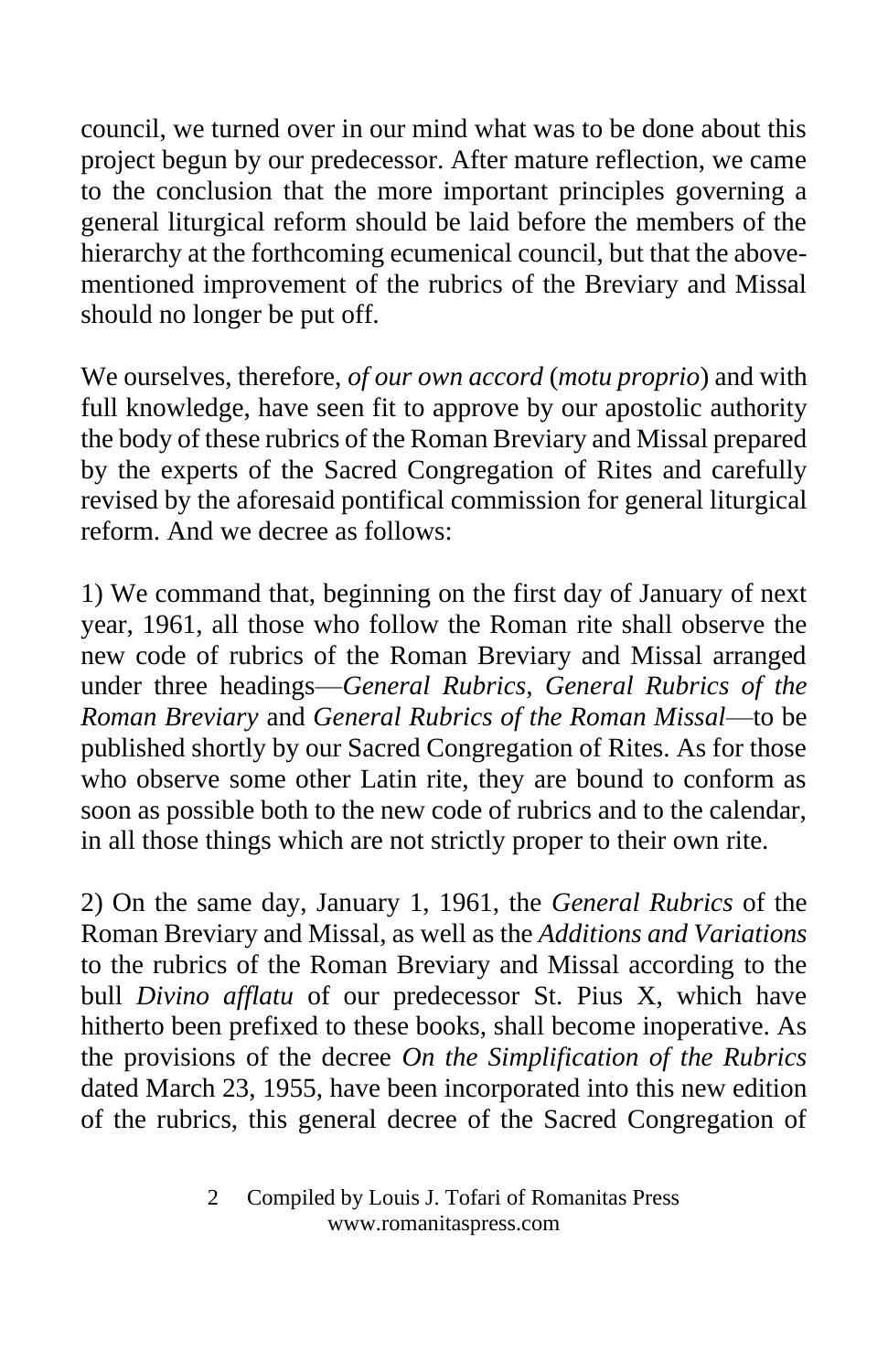council, we turned over in our mind what was to be done about this project begun by our predecessor. After mature reflection, we came to the conclusion that the more important principles governing a general liturgical reform should be laid before the members of the hierarchy at the forthcoming ecumenical council, but that the above-mentioned improvement of the rubrics of the Breviary and Missal should no longer be put off.

We ourselves, therefore, *of our own accord* (*motu proprio*) and with full knowledge, have seen fit to approve by our apostolic authority the body of these rubrics of the Roman Breviary and Missal prepared by the experts of the Sacred Congregation of Rites and carefully revised by the aforesaid pontifical commission for general liturgical reform. And we decree as follows:

1) We command that, beginning on the first day of January of next year, 1961, all those who follow the Roman rite shall observe the new code of rubrics of the Roman Breviary and Missal arranged under three headings—*General Rubrics*, *General Rubrics of the Roman Breviary* and *General Rubrics of the Roman Missal*—to be published shortly by our Sacred Congregation of Rites. As for those who observe some other Latin rite, they are bound to conform as soon as possible both to the new code of rubrics and to the calendar, in all those things which are not strictly proper to their own rite.

2) On the same day, January 1, 1961, the *General Rubrics* of the Roman Breviary and Missal, as well as the *Additions and Variations* to the rubrics of the Roman Breviary and Missal according to the bull *Divino afflatu* of our predecessor St. Pius X, which have hitherto been prefixed to these books, shall become inoperative. As the provisions of the decree *On the Simplification of the Rubrics* dated March 23, 1955, have been incorporated into this new edition of the rubrics, this general decree of the Sacred Congregation of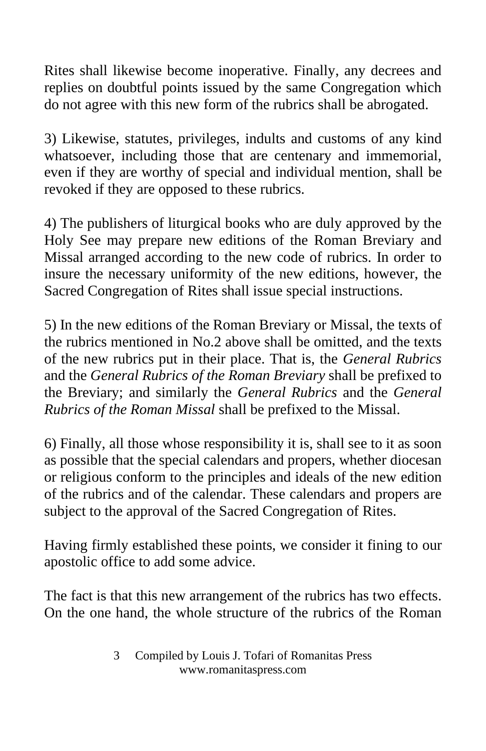Rites shall likewise become inoperative. Finally, any decrees and replies on doubtful points issued by the same Congregation which do not agree with this new form of the rubrics shall be abrogated.

3) Likewise, statutes, privileges, indults and customs of any kind whatsoever, including those that are centenary and immemorial, even if they are worthy of special and individual mention, shall be revoked if they are opposed to these rubrics.

4) The publishers of liturgical books who are duly approved by the Holy See may prepare new editions of the Roman Breviary and Missal arranged according to the new code of rubrics. In order to insure the necessary uniformity of the new editions, however, the Sacred Congregation of Rites shall issue special instructions.

5) In the new editions of the Roman Breviary or Missal, the texts of the rubrics mentioned in No.2 above shall be omitted, and the texts of the new rubrics put in their place. That is, the *General Rubrics* and the *General Rubrics of the Roman Breviary* shall be prefixed to the Breviary; and similarly the *General Rubrics* and the *General Rubrics of the Roman Missal* shall be prefixed to the Missal.

6) Finally, all those whose responsibility it is, shall see to it as soon as possible that the special calendars and propers, whether diocesan or religious conform to the principles and ideals of the new edition of the rubrics and of the calendar. These calendars and propers are subject to the approval of the Sacred Congregation of Rites.

Having firmly established these points, we consider it fining to our apostolic office to add some advice.

The fact is that this new arrangement of the rubrics has two effects. On the one hand, the whole structure of the rubrics of the Roman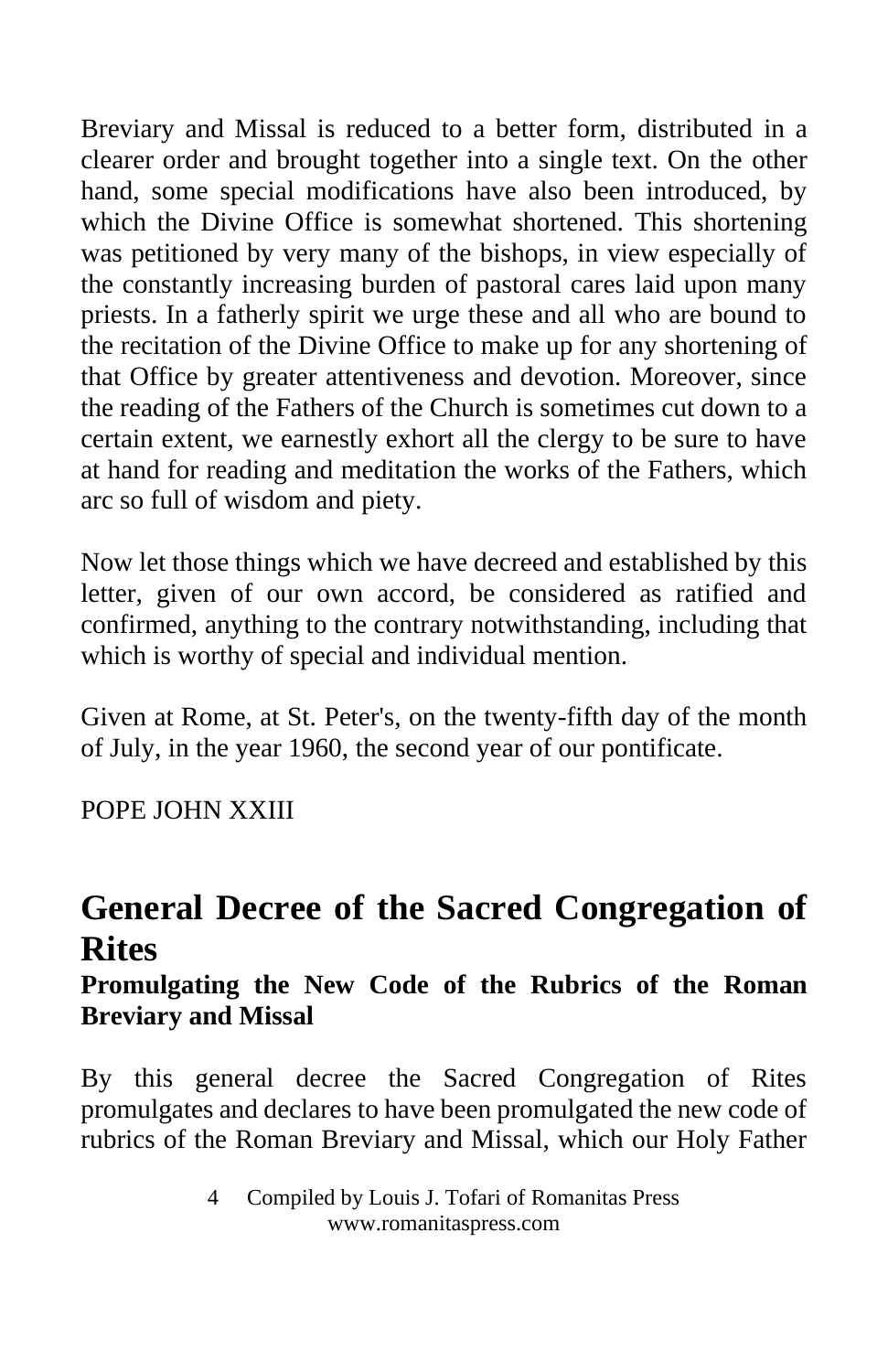Breviary and Missal is reduced to a better form, distributed in a clearer order and brought together into a single text. On the other hand, some special modifications have also been introduced, by which the Divine Office is somewhat shortened. This shortening was petitioned by very many of the bishops, in view especially of the constantly increasing burden of pastoral cares laid upon many priests. In a fatherly spirit we urge these and all who are bound to the recitation of the Divine Office to make up for any shortening of that Office by greater attentiveness and devotion. Moreover, since the reading of the Fathers of the Church is sometimes cut down to a certain extent, we earnestly exhort all the clergy to be sure to have at hand for reading and meditation the works of the Fathers, which arc so full of wisdom and piety.

Now let those things which we have decreed and established by this letter, given of our own accord, be considered as ratified and confirmed, anything to the contrary notwithstanding, including that which is worthy of special and individual mention.

Given at Rome, at St. Peter's, on the twenty-fifth day of the month of July, in the year 1960, the second year of our pontificate.

POPE JOHN XXIII

## General Decree of the Sacred Congregation of Rites

### Promulgating the New Code of the Rubrics of the Roman Breviary and Missal

By this general decree the Sacred Congregation of Rites promulgates and declares to have been promulgated the new code of rubrics of the Roman Breviary and Missal, which our Holy Father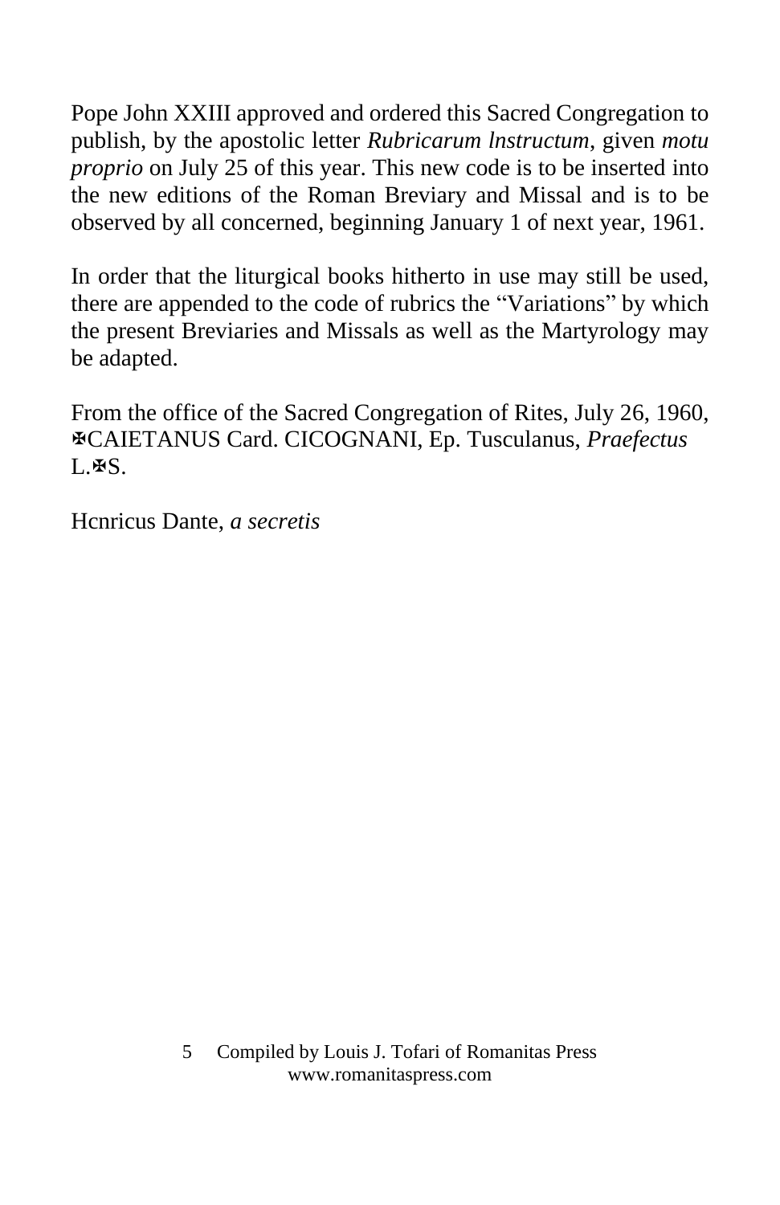Pope John XXIII approved and ordered this Sacred Congregation to publish, by the apostolic letter *Rubricarum lnstructum*, given *motu proprio* on July 25 of this year. This new code is to be inserted into the new editions of the Roman Breviary and Missal and is to be observed by all concerned, beginning January 1 of next year, 1961.

In order that the liturgical books hitherto in use may still be used, there are appended to the code of rubrics the "Variations" by which the present Breviaries and Missals as well as the Martyrology may be adapted.

From the office of the Sacred Congregation of Rites, July 26, 1960,
✠CAIETANUS Card. CICOGNANI, Ep. Tusculanus, *Praefectus*
L.✠S.

Hcnricus Dante, *a secretis*

Compiled by Louis J. Tofari of Romanitas Press
www.romanitaspress.com